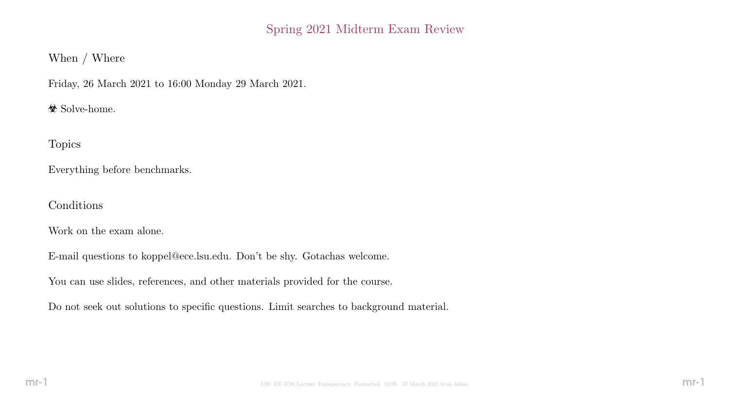# Spring 2021 Midterm Exam Review

## When / Where

Friday, 26 March 2021 to 16:00 Monday 29 March 2021.

☣ Solve-home.

## Topics

Everything before benchmarks.

## Conditions

Work on the exam alone.

E-mail questions to koppel@ece.lsu.edu. Don't be shy. Gotachas welcome.

You can use slides, references, and other materials provided for the course.

Do not seek out solutions to specific questions. Limit searches to background material.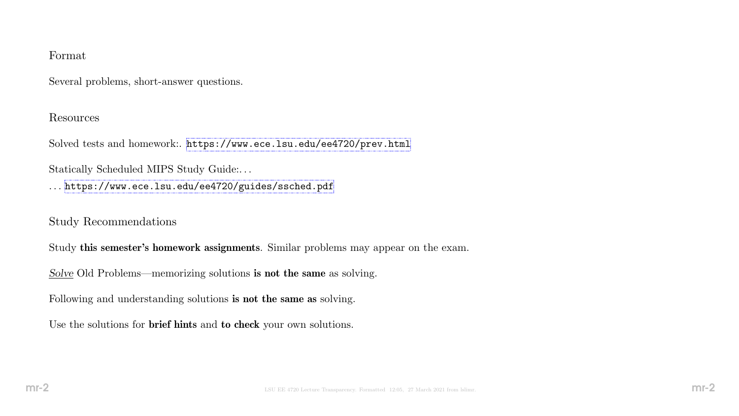## Format

Several problems, short-answer questions.

## Resources

Solved tests and homework:. https://www.ece.lsu.edu/ee4720/prev.html

Statically Scheduled MIPS Study Guide:. . .

. . . https://www.ece.lsu.edu/ee4720/guides/ssched.pdf

## Study Recommendations

Study **this semester's homework assignments**. Similar problems may appear on the exam.

*Solve* Old Problems—memorizing solutions **is not the same** as solving.

Following and understanding solutions **is not the same as** solving.

Use the solutions for **brief hints** and **to check** your own solutions.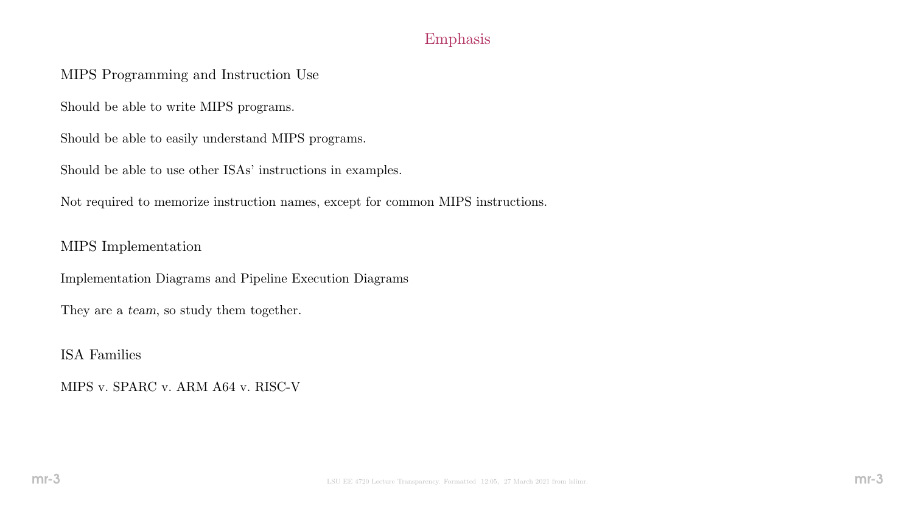# Emphasis

## MIPS Programming and Instruction Use

Should be able to write MIPS programs.

Should be able to easily understand MIPS programs.

Should be able to use other ISAs' instructions in examples.

Not required to memorize instruction names, except for common MIPS instructions.

## MIPS Implementation

Implementation Diagrams and Pipeline Execution Diagrams

They are a *team*, so study them together.

## ISA Families

MIPS v. SPARC v. ARM A64 v. RISC-V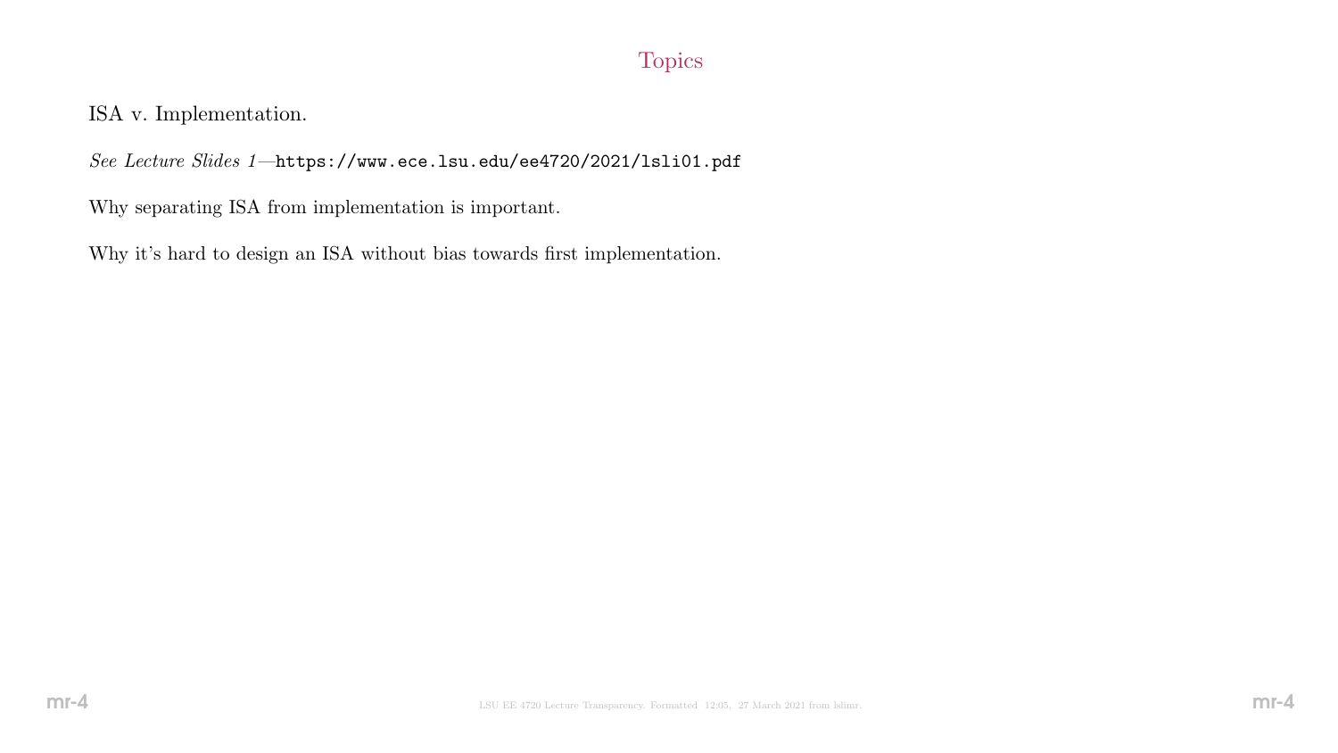## Topics

ISA v. Implementation.

*See Lecture Slides 1*—`https://www.ece.lsu.edu/ee4720/2021/lsli01.pdf`

Why separating ISA from implementation is important.

Why it's hard to design an ISA without bias towards first implementation.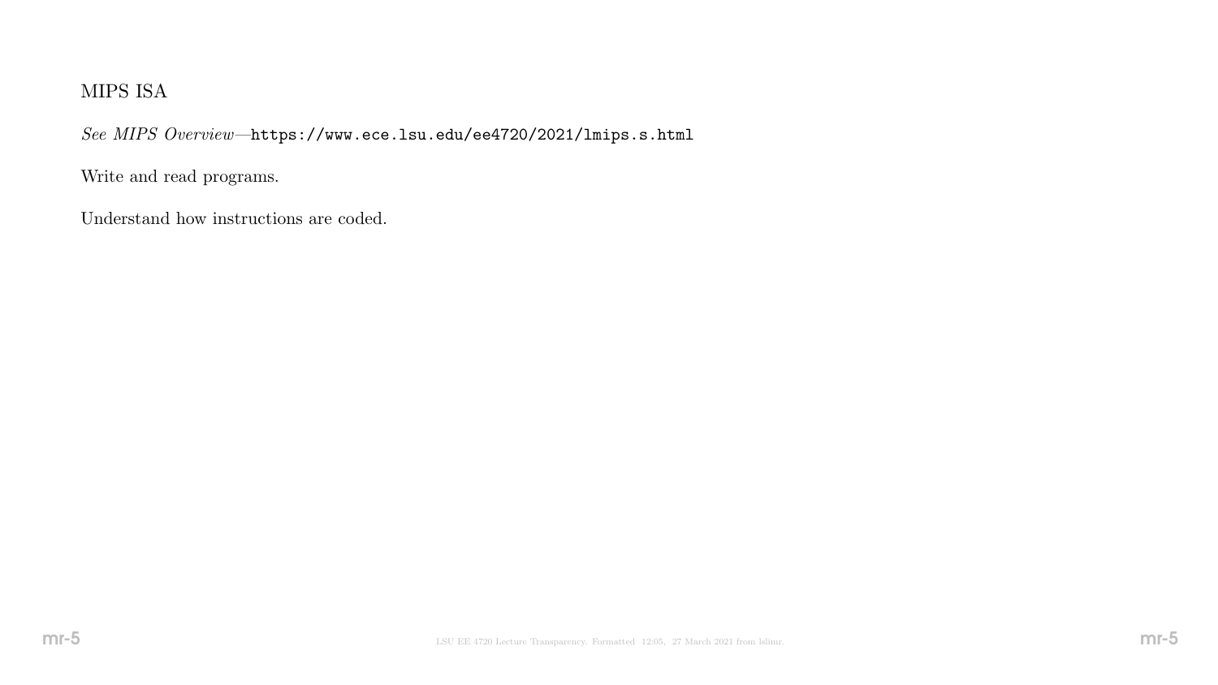## MIPS ISA

*See MIPS Overview*—`https://www.ece.lsu.edu/ee4720/2021/lmips.s.html`

Write and read programs.

Understand how instructions are coded.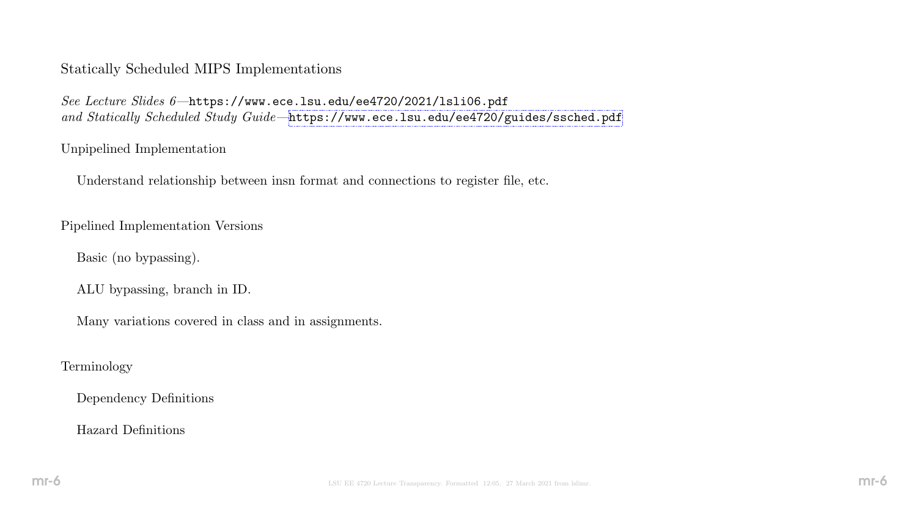# Statically Scheduled MIPS Implementations

*See Lecture Slides 6*—`https://www.ece.lsu.edu/ee4720/2021/lsli06.pdf`
*and Statically Scheduled Study Guide*—`https://www.ece.lsu.edu/ee4720/guides/ssched.pdf`

## Unpipelined Implementation

Understand relationship between insn format and connections to register file, etc.

## Pipelined Implementation Versions

Basic (no bypassing).

ALU bypassing, branch in ID.

Many variations covered in class and in assignments.

## Terminology

Dependency Definitions

Hazard Definitions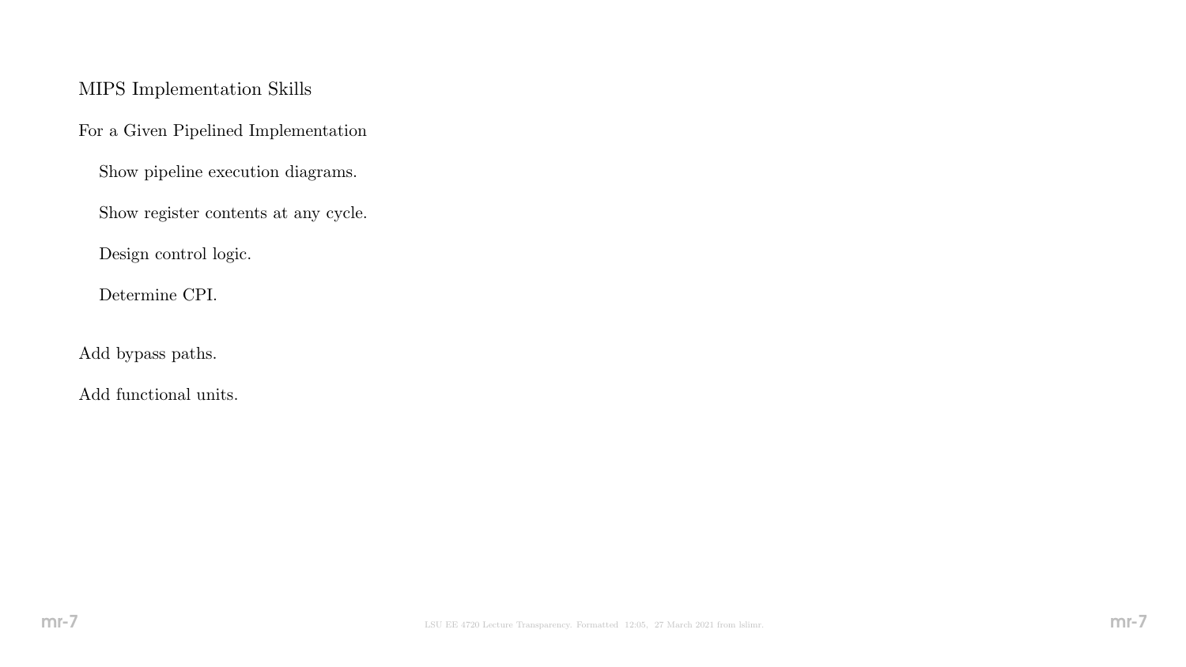## MIPS Implementation Skills

For a Given Pipelined Implementation

- Show pipeline execution diagrams.
- Show register contents at any cycle.
- Design control logic.
- Determine CPI.

Add bypass paths.

Add functional units.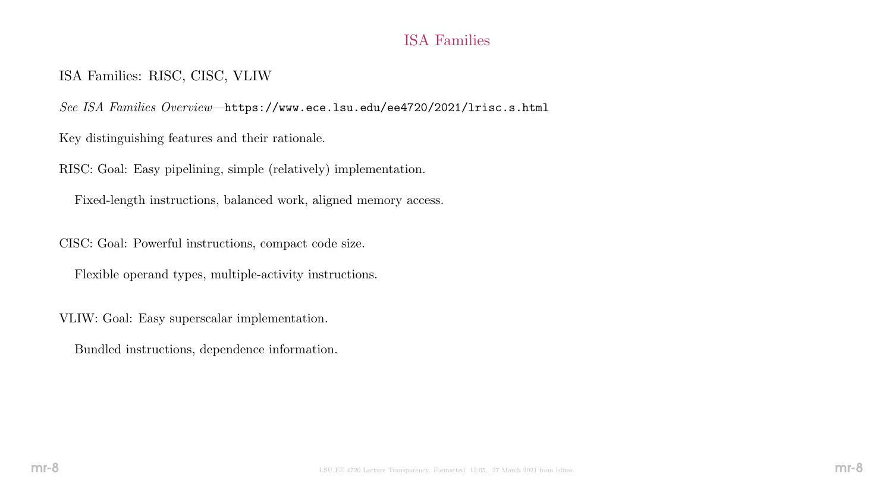# ISA Families

ISA Families: RISC, CISC, VLIW

*See ISA Families Overview*—`https://www.ece.lsu.edu/ee4720/2021/lrisc.s.html`

Key distinguishing features and their rationale.

RISC: Goal: Easy pipelining, simple (relatively) implementation.

Fixed-length instructions, balanced work, aligned memory access.

CISC: Goal: Powerful instructions, compact code size.

Flexible operand types, multiple-activity instructions.

VLIW: Goal: Easy superscalar implementation.

Bundled instructions, dependence information.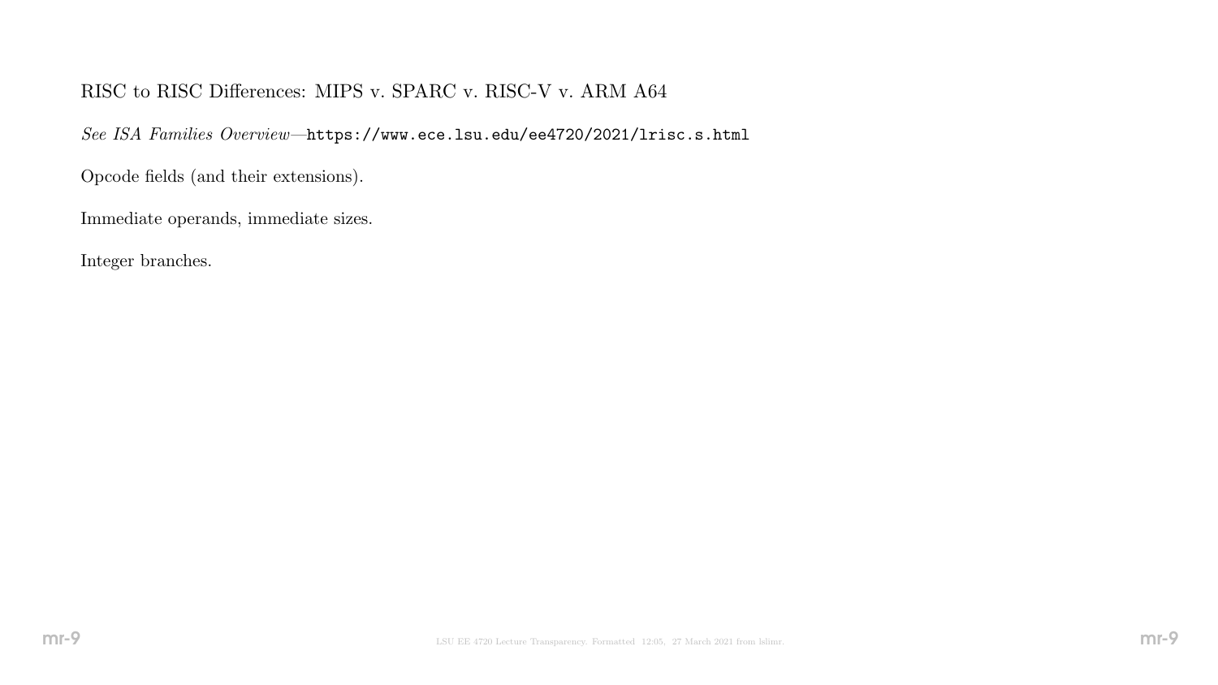## RISC to RISC Differences: MIPS v. SPARC v. RISC-V v. ARM A64

*See ISA Families Overview*—`https://www.ece.lsu.edu/ee4720/2021/lrisc.s.html`

Opcode fields (and their extensions).

Immediate operands, immediate sizes.

Integer branches.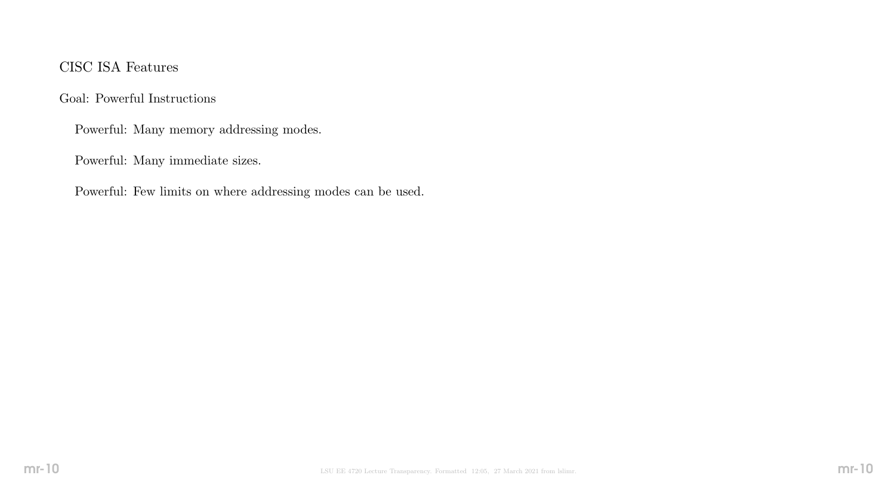## CISC ISA Features

Goal: Powerful Instructions

- Powerful: Many memory addressing modes.
- Powerful: Many immediate sizes.
- Powerful: Few limits on where addressing modes can be used.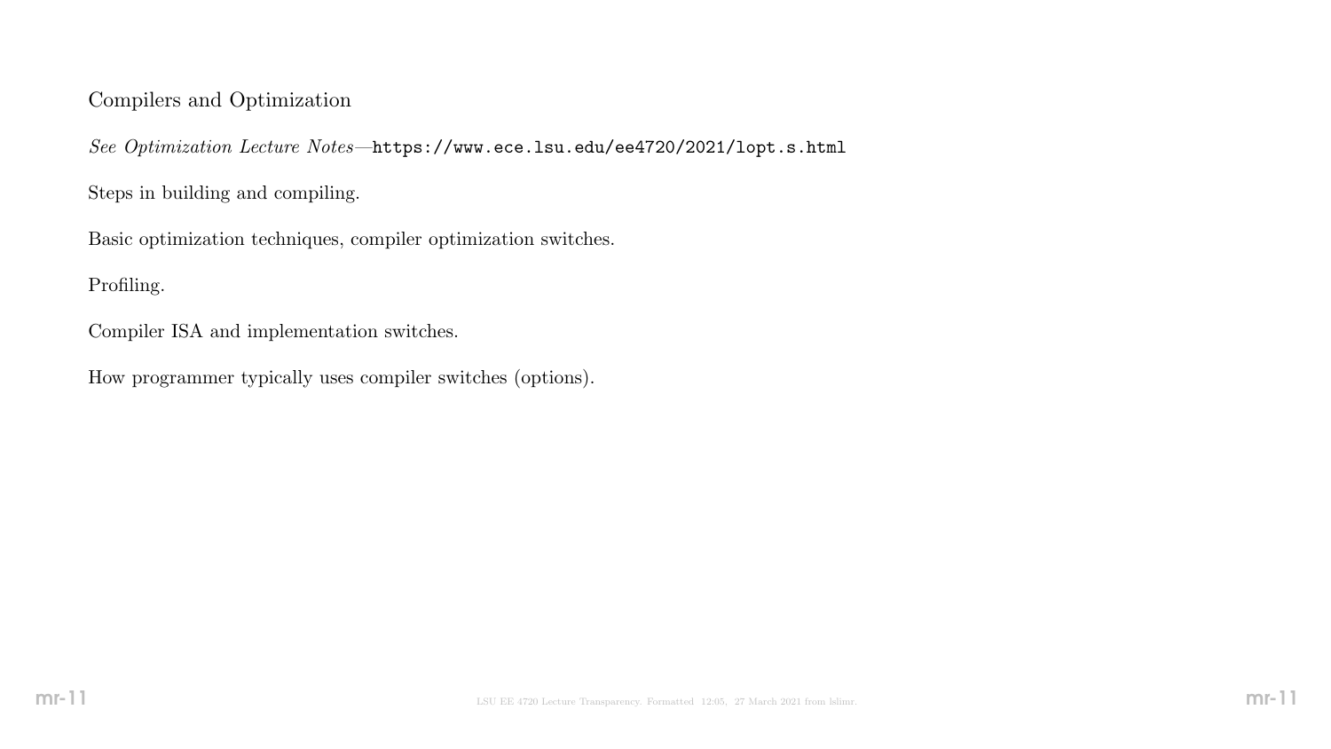## Compilers and Optimization

*See Optimization Lecture Notes*—`https://www.ece.lsu.edu/ee4720/2021/lopt.s.html`

Steps in building and compiling.

Basic optimization techniques, compiler optimization switches.

Profiling.

Compiler ISA and implementation switches.

How programmer typically uses compiler switches (options).